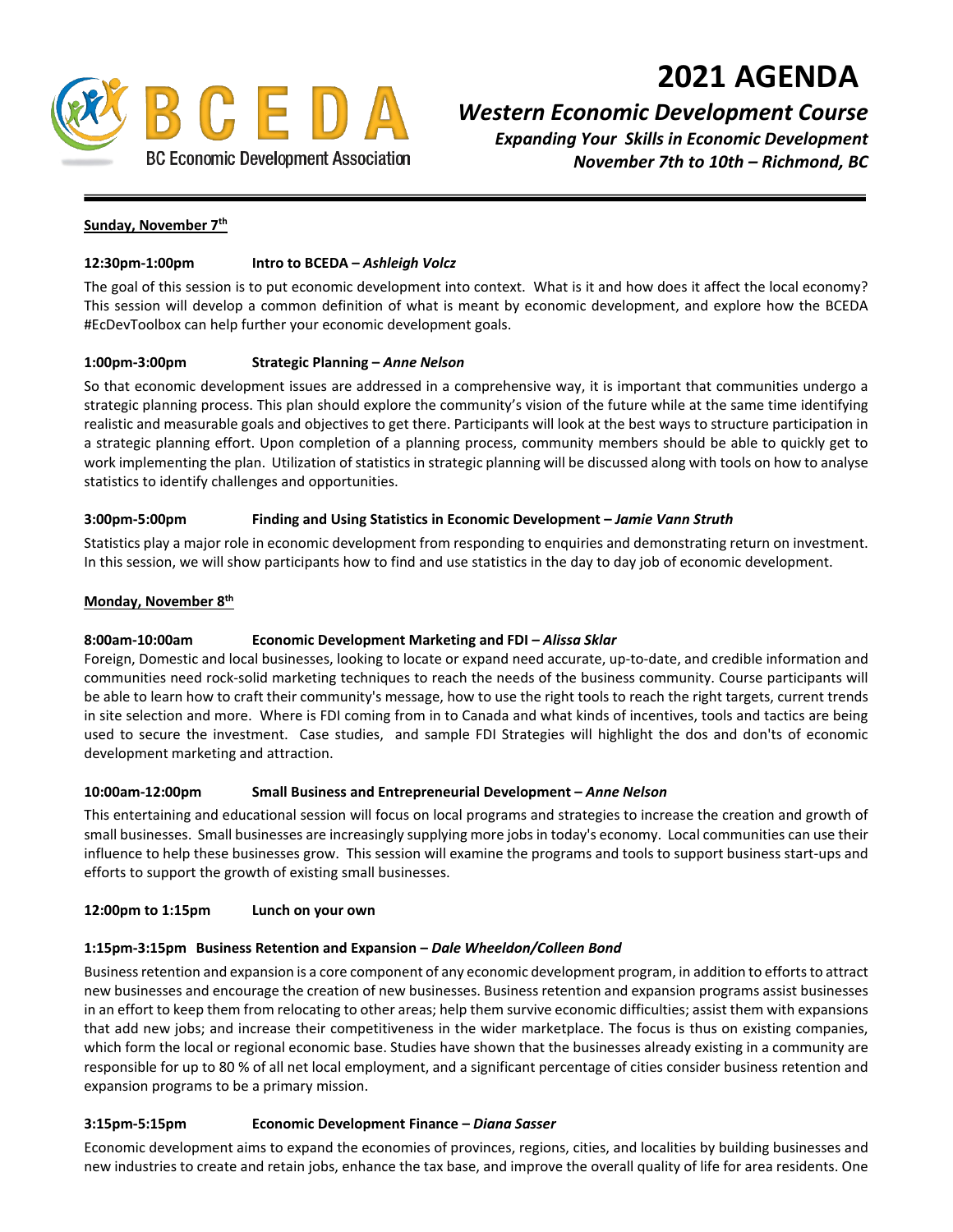BCEDA
BC Economic Development Association

# 2021 AGENDA

## *Western Economic Development Course*

***Expanding Your Skills in Economic Development***
***November 7th to 10th – Richmond, BC***

---

**Sunday, November 7th**

**12:30pm-1:00pm Intro to BCEDA – *Ashleigh Volcz***

The goal of this session is to put economic development into context. What is it and how does it affect the local economy? This session will develop a common definition of what is meant by economic development, and explore how the BCEDA #EcDevToolbox can help further your economic development goals.

**1:00pm-3:00pm Strategic Planning – *Anne Nelson***

So that economic development issues are addressed in a comprehensive way, it is important that communities undergo a strategic planning process. This plan should explore the community's vision of the future while at the same time identifying realistic and measurable goals and objectives to get there. Participants will look at the best ways to structure participation in a strategic planning effort. Upon completion of a planning process, community members should be able to quickly get to work implementing the plan. Utilization of statistics in strategic planning will be discussed along with tools on how to analyse statistics to identify challenges and opportunities.

**3:00pm-5:00pm Finding and Using Statistics in Economic Development – *Jamie Vann Struth***

Statistics play a major role in economic development from responding to enquiries and demonstrating return on investment. In this session, we will show participants how to find and use statistics in the day to day job of economic development.

**Monday, November 8th**

**8:00am-10:00am Economic Development Marketing and FDI – *Alissa Sklar***

Foreign, Domestic and local businesses, looking to locate or expand need accurate, up-to-date, and credible information and communities need rock-solid marketing techniques to reach the needs of the business community. Course participants will be able to learn how to craft their community's message, how to use the right tools to reach the right targets, current trends in site selection and more. Where is FDI coming from in to Canada and what kinds of incentives, tools and tactics are being used to secure the investment. Case studies, and sample FDI Strategies will highlight the dos and don'ts of economic development marketing and attraction.

**10:00am-12:00pm Small Business and Entrepreneurial Development – *Anne Nelson***

This entertaining and educational session will focus on local programs and strategies to increase the creation and growth of small businesses. Small businesses are increasingly supplying more jobs in today's economy. Local communities can use their influence to help these businesses grow. This session will examine the programs and tools to support business start-ups and efforts to support the growth of existing small businesses.

**12:00pm to 1:15pm Lunch on your own**

**1:15pm-3:15pm Business Retention and Expansion – *Dale Wheeldon/Colleen Bond***

Business retention and expansion is a core component of any economic development program, in addition to efforts to attract new businesses and encourage the creation of new businesses. Business retention and expansion programs assist businesses in an effort to keep them from relocating to other areas; help them survive economic difficulties; assist them with expansions that add new jobs; and increase their competitiveness in the wider marketplace. The focus is thus on existing companies, which form the local or regional economic base. Studies have shown that the businesses already existing in a community are responsible for up to 80 % of all net local employment, and a significant percentage of cities consider business retention and expansion programs to be a primary mission.

**3:15pm-5:15pm Economic Development Finance – *Diana Sasser***

Economic development aims to expand the economies of provinces, regions, cities, and localities by building businesses and new industries to create and retain jobs, enhance the tax base, and improve the overall quality of life for area residents. One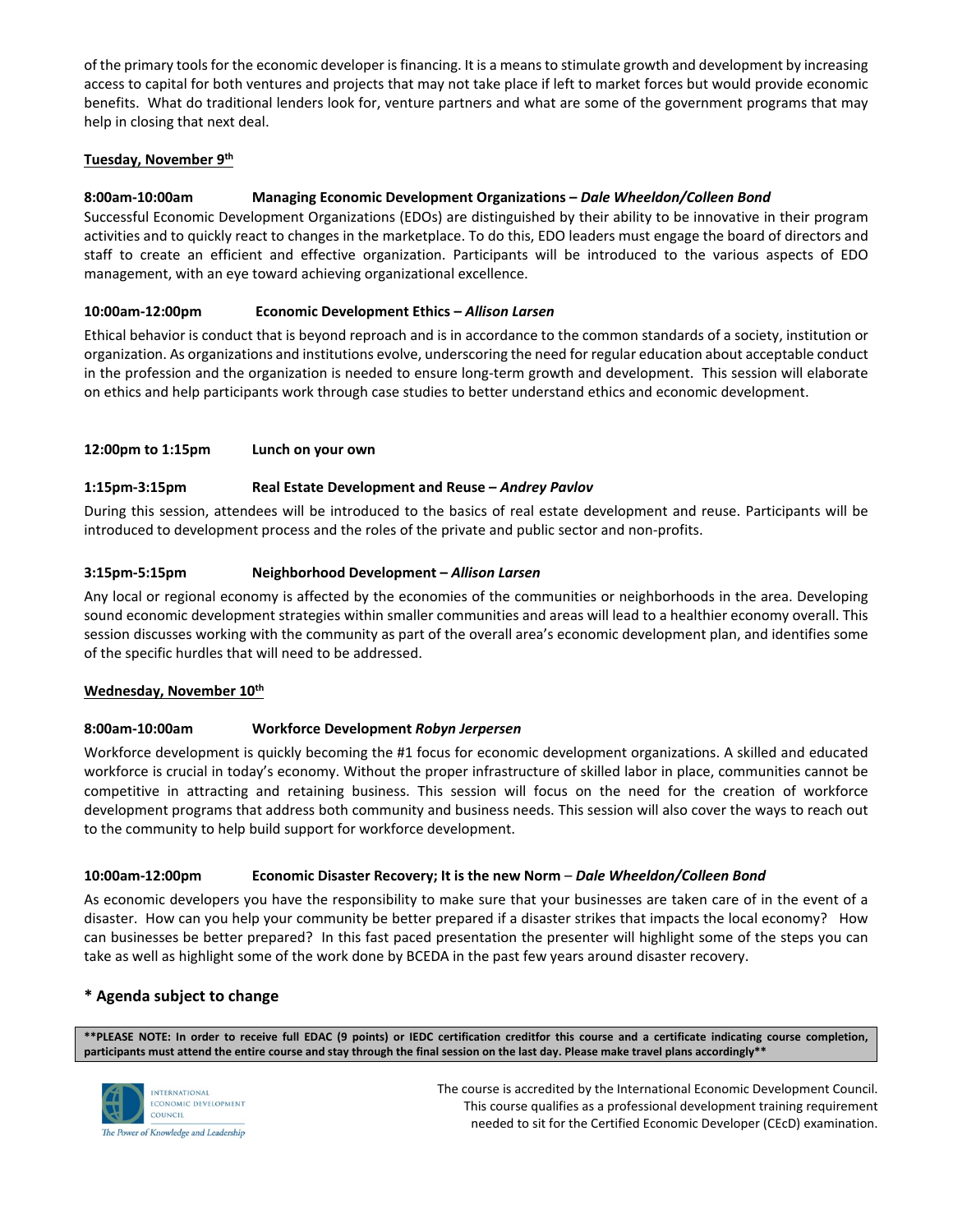of the primary tools for the economic developer is financing. It is a means to stimulate growth and development by increasing access to capital for both ventures and projects that may not take place if left to market forces but would provide economic benefits. What do traditional lenders look for, venture partners and what are some of the government programs that may help in closing that next deal.

**Tuesday, November 9th**

**8:00am-10:00am Managing Economic Development Organizations – *Dale Wheeldon/Colleen Bond***

Successful Economic Development Organizations (EDOs) are distinguished by their ability to be innovative in their program activities and to quickly react to changes in the marketplace. To do this, EDO leaders must engage the board of directors and staff to create an efficient and effective organization. Participants will be introduced to the various aspects of EDO management, with an eye toward achieving organizational excellence.

**10:00am-12:00pm Economic Development Ethics – *Allison Larsen***

Ethical behavior is conduct that is beyond reproach and is in accordance to the common standards of a society, institution or organization. As organizations and institutions evolve, underscoring the need for regular education about acceptable conduct in the profession and the organization is needed to ensure long-term growth and development. This session will elaborate on ethics and help participants work through case studies to better understand ethics and economic development.

**12:00pm to 1:15pm Lunch on your own**

**1:15pm-3:15pm Real Estate Development and Reuse – *Andrey Pavlov***

During this session, attendees will be introduced to the basics of real estate development and reuse. Participants will be introduced to development process and the roles of the private and public sector and non-profits.

**3:15pm-5:15pm Neighborhood Development – *Allison Larsen***

Any local or regional economy is affected by the economies of the communities or neighborhoods in the area. Developing sound economic development strategies within smaller communities and areas will lead to a healthier economy overall. This session discusses working with the community as part of the overall area's economic development plan, and identifies some of the specific hurdles that will need to be addressed.

**Wednesday, November 10th**

**8:00am-10:00am Workforce Development *Robyn Jerpersen***

Workforce development is quickly becoming the #1 focus for economic development organizations. A skilled and educated workforce is crucial in today's economy. Without the proper infrastructure of skilled labor in place, communities cannot be competitive in attracting and retaining business. This session will focus on the need for the creation of workforce development programs that address both community and business needs. This session will also cover the ways to reach out to the community to help build support for workforce development.

**10:00am-12:00pm Economic Disaster Recovery; It is the new Norm** – ***Dale Wheeldon/Colleen Bond***

As economic developers you have the responsibility to make sure that your businesses are taken care of in the event of a disaster. How can you help your community be better prepared if a disaster strikes that impacts the local economy? How can businesses be better prepared? In this fast paced presentation the presenter will highlight some of the steps you can take as well as highlight some of the work done by BCEDA in the past few years around disaster recovery.

**\* Agenda subject to change**

**\*\*PLEASE NOTE: In order to receive full EDAC (9 points) or IEDC certification creditfor this course and a certificate indicating course completion, participants must attend the entire course and stay through the final session on the last day. Please make travel plans accordingly\*\***

INTERNATIONAL ECONOMIC DEVELOPMENT COUNCIL
*The Power of Knowledge and Leadership*

The course is accredited by the International Economic Development Council. This course qualifies as a professional development training requirement needed to sit for the Certified Economic Developer (CEcD) examination.